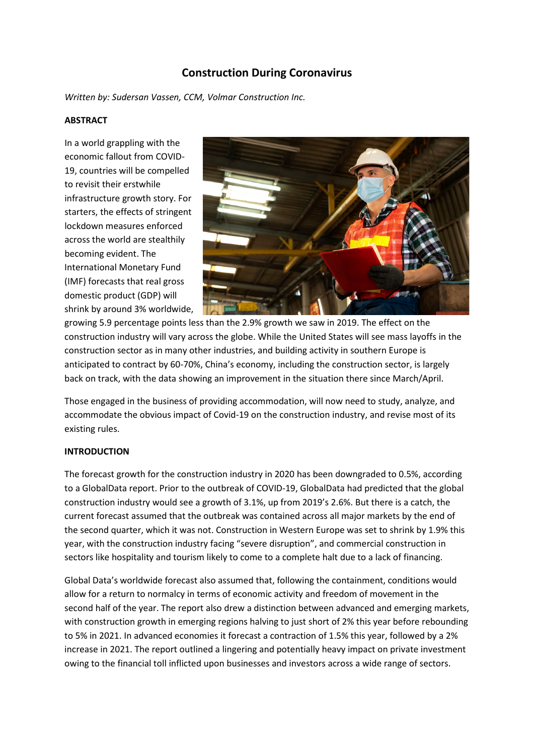# Construction During Coronavirus

*Written by: Sudersan Vassen, CCM, Volmar Construction Inc.*

**ABSTRACT**

In a world grappling with the economic fallout from COVID-19, countries will be compelled to revisit their erstwhile infrastructure growth story. For starters, the effects of stringent lockdown measures enforced across the world are stealthily becoming evident. The International Monetary Fund (IMF) forecasts that real gross domestic product (GDP) will shrink by around 3% worldwide, growing 5.9 percentage points less than the 2.9% growth we saw in 2019. The effect on the construction industry will vary across the globe. While the United States will see mass layoffs in the construction sector as in many other industries, and building activity in southern Europe is anticipated to contract by 60-70%, China's economy, including the construction sector, is largely back on track, with the data showing an improvement in the situation there since March/April.

Those engaged in the business of providing accommodation, will now need to study, analyze, and accommodate the obvious impact of Covid-19 on the construction industry, and revise most of its existing rules.

**INTRODUCTION**

The forecast growth for the construction industry in 2020 has been downgraded to 0.5%, according to a GlobalData report. Prior to the outbreak of COVID-19, GlobalData had predicted that the global construction industry would see a growth of 3.1%, up from 2019's 2.6%. But there is a catch, the current forecast assumed that the outbreak was contained across all major markets by the end of the second quarter, which it was not. Construction in Western Europe was set to shrink by 1.9% this year, with the construction industry facing "severe disruption", and commercial construction in sectors like hospitality and tourism likely to come to a complete halt due to a lack of financing.

Global Data's worldwide forecast also assumed that, following the containment, conditions would allow for a return to normalcy in terms of economic activity and freedom of movement in the second half of the year. The report also drew a distinction between advanced and emerging markets, with construction growth in emerging regions halving to just short of 2% this year before rebounding to 5% in 2021. In advanced economies it forecast a contraction of 1.5% this year, followed by a 2% increase in 2021. The report outlined a lingering and potentially heavy impact on private investment owing to the financial toll inflicted upon businesses and investors across a wide range of sectors.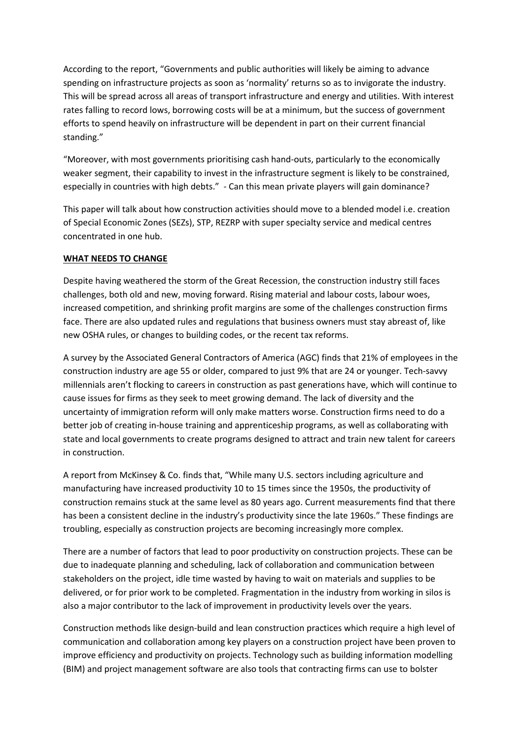According to the report, "Governments and public authorities will likely be aiming to advance spending on infrastructure projects as soon as 'normality' returns so as to invigorate the industry. This will be spread across all areas of transport infrastructure and energy and utilities. With interest rates falling to record lows, borrowing costs will be at a minimum, but the success of government efforts to spend heavily on infrastructure will be dependent in part on their current financial standing."

"Moreover, with most governments prioritising cash hand-outs, particularly to the economically weaker segment, their capability to invest in the infrastructure segment is likely to be constrained, especially in countries with high debts." - Can this mean private players will gain dominance?

This paper will talk about how construction activities should move to a blended model i.e. creation of Special Economic Zones (SEZs), STP, REZRP with super specialty service and medical centres concentrated in one hub.

**WHAT NEEDS TO CHANGE**

Despite having weathered the storm of the Great Recession, the construction industry still faces challenges, both old and new, moving forward. Rising material and labour costs, labour woes, increased competition, and shrinking profit margins are some of the challenges construction firms face. There are also updated rules and regulations that business owners must stay abreast of, like new OSHA rules, or changes to building codes, or the recent tax reforms.

A survey by the Associated General Contractors of America (AGC) finds that 21% of employees in the construction industry are age 55 or older, compared to just 9% that are 24 or younger. Tech-savvy millennials aren't flocking to careers in construction as past generations have, which will continue to cause issues for firms as they seek to meet growing demand. The lack of diversity and the uncertainty of immigration reform will only make matters worse. Construction firms need to do a better job of creating in-house training and apprenticeship programs, as well as collaborating with state and local governments to create programs designed to attract and train new talent for careers in construction.

A report from McKinsey & Co. finds that, "While many U.S. sectors including agriculture and manufacturing have increased productivity 10 to 15 times since the 1950s, the productivity of construction remains stuck at the same level as 80 years ago. Current measurements find that there has been a consistent decline in the industry's productivity since the late 1960s." These findings are troubling, especially as construction projects are becoming increasingly more complex.

There are a number of factors that lead to poor productivity on construction projects. These can be due to inadequate planning and scheduling, lack of collaboration and communication between stakeholders on the project, idle time wasted by having to wait on materials and supplies to be delivered, or for prior work to be completed. Fragmentation in the industry from working in silos is also a major contributor to the lack of improvement in productivity levels over the years.

Construction methods like design-build and lean construction practices which require a high level of communication and collaboration among key players on a construction project have been proven to improve efficiency and productivity on projects. Technology such as building information modelling (BIM) and project management software are also tools that contracting firms can use to bolster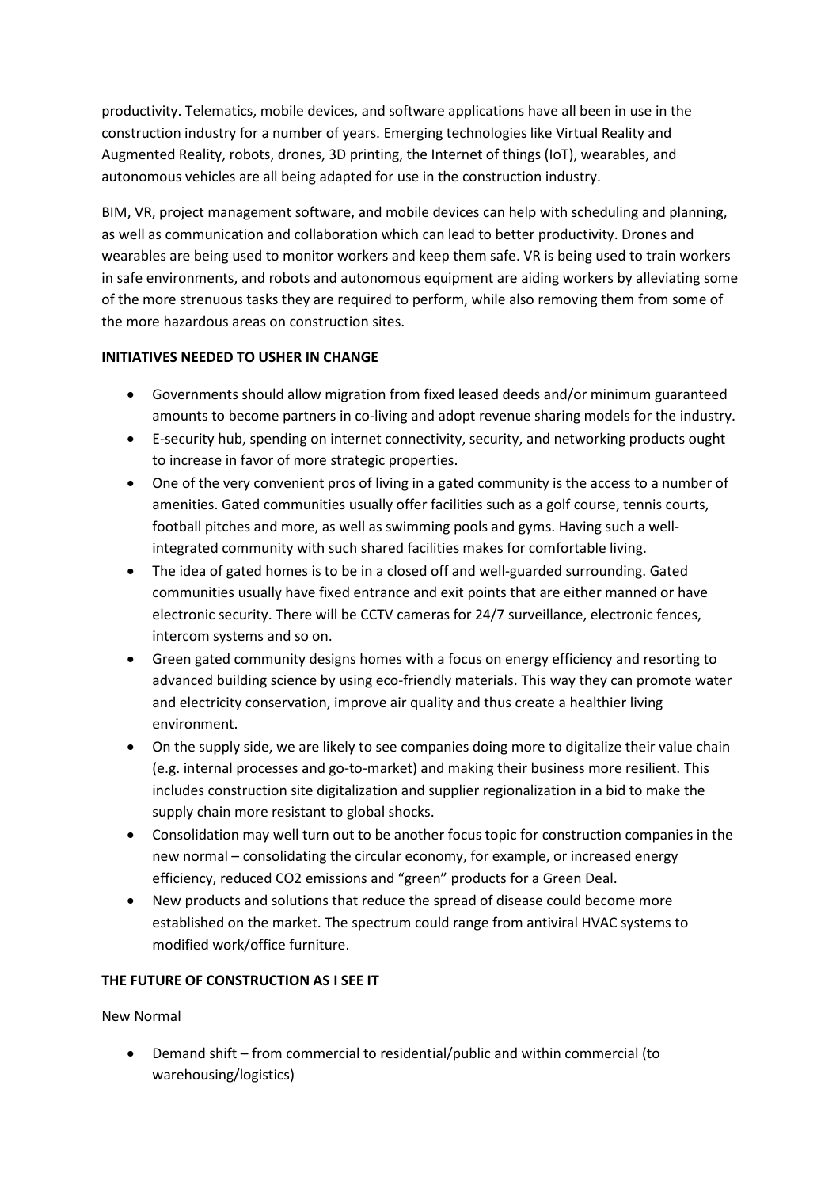productivity. Telematics, mobile devices, and software applications have all been in use in the construction industry for a number of years. Emerging technologies like Virtual Reality and Augmented Reality, robots, drones, 3D printing, the Internet of things (IoT), wearables, and autonomous vehicles are all being adapted for use in the construction industry.

BIM, VR, project management software, and mobile devices can help with scheduling and planning, as well as communication and collaboration which can lead to better productivity. Drones and wearables are being used to monitor workers and keep them safe. VR is being used to train workers in safe environments, and robots and autonomous equipment are aiding workers by alleviating some of the more strenuous tasks they are required to perform, while also removing them from some of the more hazardous areas on construction sites.

**INITIATIVES NEEDED TO USHER IN CHANGE**

- Governments should allow migration from fixed leased deeds and/or minimum guaranteed amounts to become partners in co-living and adopt revenue sharing models for the industry.
- E-security hub, spending on internet connectivity, security, and networking products ought to increase in favor of more strategic properties.
- One of the very convenient pros of living in a gated community is the access to a number of amenities. Gated communities usually offer facilities such as a golf course, tennis courts, football pitches and more, as well as swimming pools and gyms. Having such a well-integrated community with such shared facilities makes for comfortable living.
- The idea of gated homes is to be in a closed off and well-guarded surrounding. Gated communities usually have fixed entrance and exit points that are either manned or have electronic security. There will be CCTV cameras for 24/7 surveillance, electronic fences, intercom systems and so on.
- Green gated community designs homes with a focus on energy efficiency and resorting to advanced building science by using eco-friendly materials. This way they can promote water and electricity conservation, improve air quality and thus create a healthier living environment.
- On the supply side, we are likely to see companies doing more to digitalize their value chain (e.g. internal processes and go-to-market) and making their business more resilient. This includes construction site digitalization and supplier regionalization in a bid to make the supply chain more resistant to global shocks.
- Consolidation may well turn out to be another focus topic for construction companies in the new normal – consolidating the circular economy, for example, or increased energy efficiency, reduced $CO_2$ emissions and "green" products for a Green Deal.
- New products and solutions that reduce the spread of disease could become more established on the market. The spectrum could range from antiviral HVAC systems to modified work/office furniture.

**THE FUTURE OF CONSTRUCTION AS I SEE IT**

New Normal

- Demand shift – from commercial to residential/public and within commercial (to warehousing/logistics)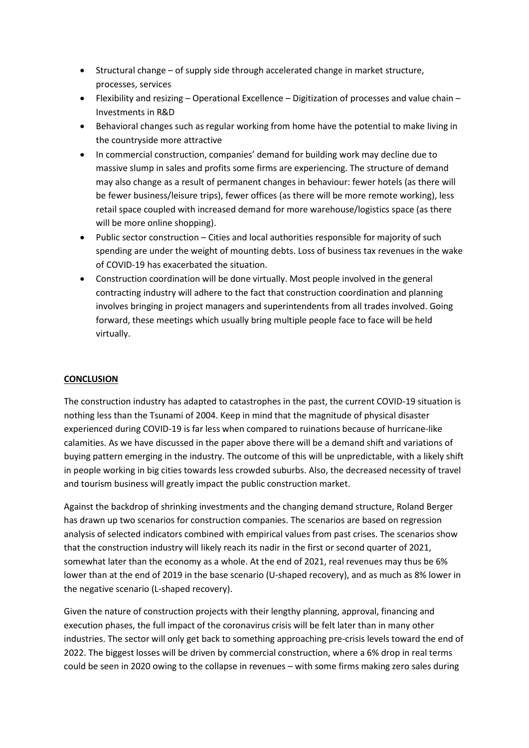- Structural change – of supply side through accelerated change in market structure, processes, services
- Flexibility and resizing – Operational Excellence – Digitization of processes and value chain – Investments in R&D
- Behavioral changes such as regular working from home have the potential to make living in the countryside more attractive
- In commercial construction, companies' demand for building work may decline due to massive slump in sales and profits some firms are experiencing. The structure of demand may also change as a result of permanent changes in behaviour: fewer hotels (as there will be fewer business/leisure trips), fewer offices (as there will be more remote working), less retail space coupled with increased demand for more warehouse/logistics space (as there will be more online shopping).
- Public sector construction – Cities and local authorities responsible for majority of such spending are under the weight of mounting debts. Loss of business tax revenues in the wake of COVID-19 has exacerbated the situation.
- Construction coordination will be done virtually. Most people involved in the general contracting industry will adhere to the fact that construction coordination and planning involves bringing in project managers and superintendents from all trades involved. Going forward, these meetings which usually bring multiple people face to face will be held virtually.

## CONCLUSION

The construction industry has adapted to catastrophes in the past, the current COVID-19 situation is nothing less than the Tsunami of 2004. Keep in mind that the magnitude of physical disaster experienced during COVID-19 is far less when compared to ruinations because of hurricane-like calamities. As we have discussed in the paper above there will be a demand shift and variations of buying pattern emerging in the industry. The outcome of this will be unpredictable, with a likely shift in people working in big cities towards less crowded suburbs. Also, the decreased necessity of travel and tourism business will greatly impact the public construction market.

Against the backdrop of shrinking investments and the changing demand structure, Roland Berger has drawn up two scenarios for construction companies. The scenarios are based on regression analysis of selected indicators combined with empirical values from past crises. The scenarios show that the construction industry will likely reach its nadir in the first or second quarter of 2021, somewhat later than the economy as a whole. At the end of 2021, real revenues may thus be 6% lower than at the end of 2019 in the base scenario (U-shaped recovery), and as much as 8% lower in the negative scenario (L-shaped recovery).

Given the nature of construction projects with their lengthy planning, approval, financing and execution phases, the full impact of the coronavirus crisis will be felt later than in many other industries. The sector will only get back to something approaching pre-crisis levels toward the end of 2022. The biggest losses will be driven by commercial construction, where a 6% drop in real terms could be seen in 2020 owing to the collapse in revenues – with some firms making zero sales during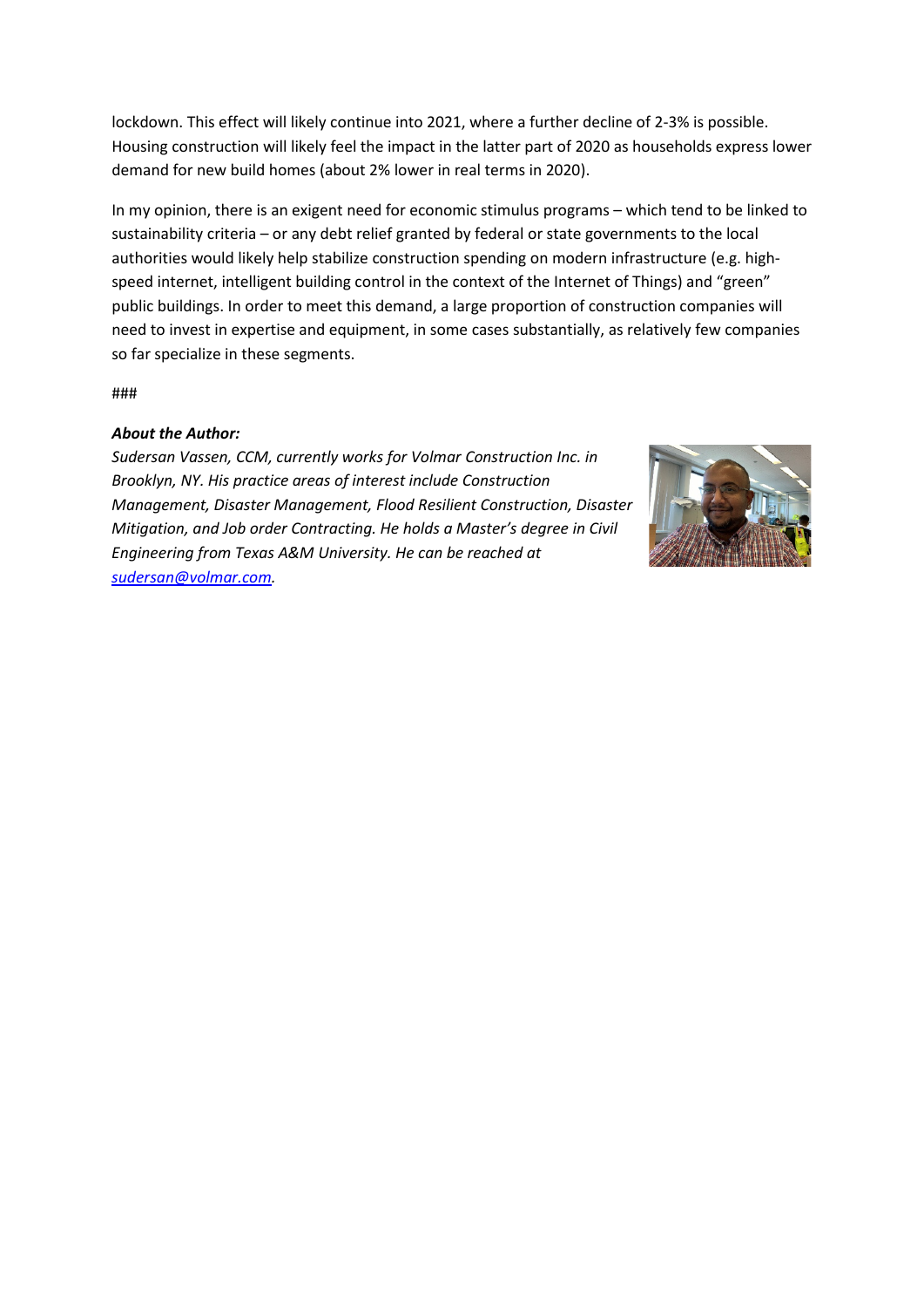lockdown. This effect will likely continue into 2021, where a further decline of 2-3% is possible. Housing construction will likely feel the impact in the latter part of 2020 as households express lower demand for new build homes (about 2% lower in real terms in 2020).

In my opinion, there is an exigent need for economic stimulus programs – which tend to be linked to sustainability criteria – or any debt relief granted by federal or state governments to the local authorities would likely help stabilize construction spending on modern infrastructure (e.g. high-speed internet, intelligent building control in the context of the Internet of Things) and "green" public buildings. In order to meet this demand, a large proportion of construction companies will need to invest in expertise and equipment, in some cases substantially, as relatively few companies so far specialize in these segments.

###

***About the Author:***

*Sudersan Vassen, CCM, currently works for Volmar Construction Inc. in Brooklyn, NY. His practice areas of interest include Construction Management, Disaster Management, Flood Resilient Construction, Disaster Mitigation, and Job order Contracting. He holds a Master's degree in Civil Engineering from Texas A&M University. He can be reached at [sudersan@volmar.com](mailto:sudersan@volmar.com).*